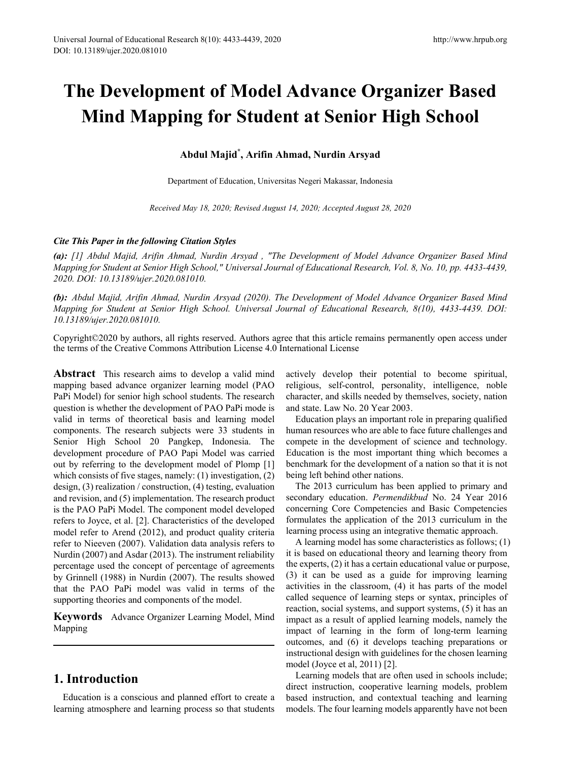# The Development of Model Advance Organizer Based Mind Mapping for Student at Senior High School

**Abdul Majid*, Arifin Ahmad, Nurdin Arsyad**

Department of Education, Universitas Negeri Makassar, Indonesia

*Received May 18, 2020; Revised August 14, 2020; Accepted August 28, 2020*

***Cite This Paper in the following Citation Styles***

***(a):*** *[1] Abdul Majid, Arifin Ahmad, Nurdin Arsyad , "The Development of Model Advance Organizer Based Mind Mapping for Student at Senior High School," Universal Journal of Educational Research, Vol. 8, No. 10, pp. 4433-4439, 2020. DOI: 10.13189/ujer.2020.081010.*

***(b):*** *Abdul Majid, Arifin Ahmad, Nurdin Arsyad (2020). The Development of Model Advance Organizer Based Mind Mapping for Student at Senior High School. Universal Journal of Educational Research, 8(10), 4433-4439. DOI: 10.13189/ujer.2020.081010.*

Copyright©2020 by authors, all rights reserved. Authors agree that this article remains permanently open access under the terms of the Creative Commons Attribution License 4.0 International License

**Abstract** This research aims to develop a valid mind mapping based advance organizer learning model (PAO PaPi Model) for senior high school students. The research question is whether the development of PAO PaPi mode is valid in terms of theoretical basis and learning model components. The research subjects were 33 students in Senior High School 20 Pangkep, Indonesia. The development procedure of PAO Papi Model was carried out by referring to the development model of Plomp [1] which consists of five stages, namely: (1) investigation, (2) design, (3) realization / construction, (4) testing, evaluation and revision, and (5) implementation. The research product is the PAO PaPi Model. The component model developed refers to Joyce, et al. [2]. Characteristics of the developed model refer to Arend (2012), and product quality criteria refer to Nieeven (2007). Validation data analysis refers to Nurdin (2007) and Asdar (2013). The instrument reliability percentage used the concept of percentage of agreements by Grinnell (1988) in Nurdin (2007). The results showed that the PAO PaPi model was valid in terms of the supporting theories and components of the model.

**Keywords** Advance Organizer Learning Model, Mind Mapping

## 1. Introduction

Education is a conscious and planned effort to create a learning atmosphere and learning process so that students actively develop their potential to become spiritual, religious, self-control, personality, intelligence, noble character, and skills needed by themselves, society, nation and state. Law No. 20 Year 2003.

Education plays an important role in preparing qualified human resources who are able to face future challenges and compete in the development of science and technology. Education is the most important thing which becomes a benchmark for the development of a nation so that it is not being left behind other nations.

The 2013 curriculum has been applied to primary and secondary education. *Permendikbud* No. 24 Year 2016 concerning Core Competencies and Basic Competencies formulates the application of the 2013 curriculum in the learning process using an integrative thematic approach.

A learning model has some characteristics as follows; (1) it is based on educational theory and learning theory from the experts, (2) it has a certain educational value or purpose, (3) it can be used as a guide for improving learning activities in the classroom, (4) it has parts of the model called sequence of learning steps or syntax, principles of reaction, social systems, and support systems, (5) it has an impact as a result of applied learning models, namely the impact of learning in the form of long-term learning outcomes, and (6) it develops teaching preparations or instructional design with guidelines for the chosen learning model (Joyce et al, 2011) [2].

Learning models that are often used in schools include; direct instruction, cooperative learning models, problem based instruction, and contextual teaching and learning models. The four learning models apparently have not been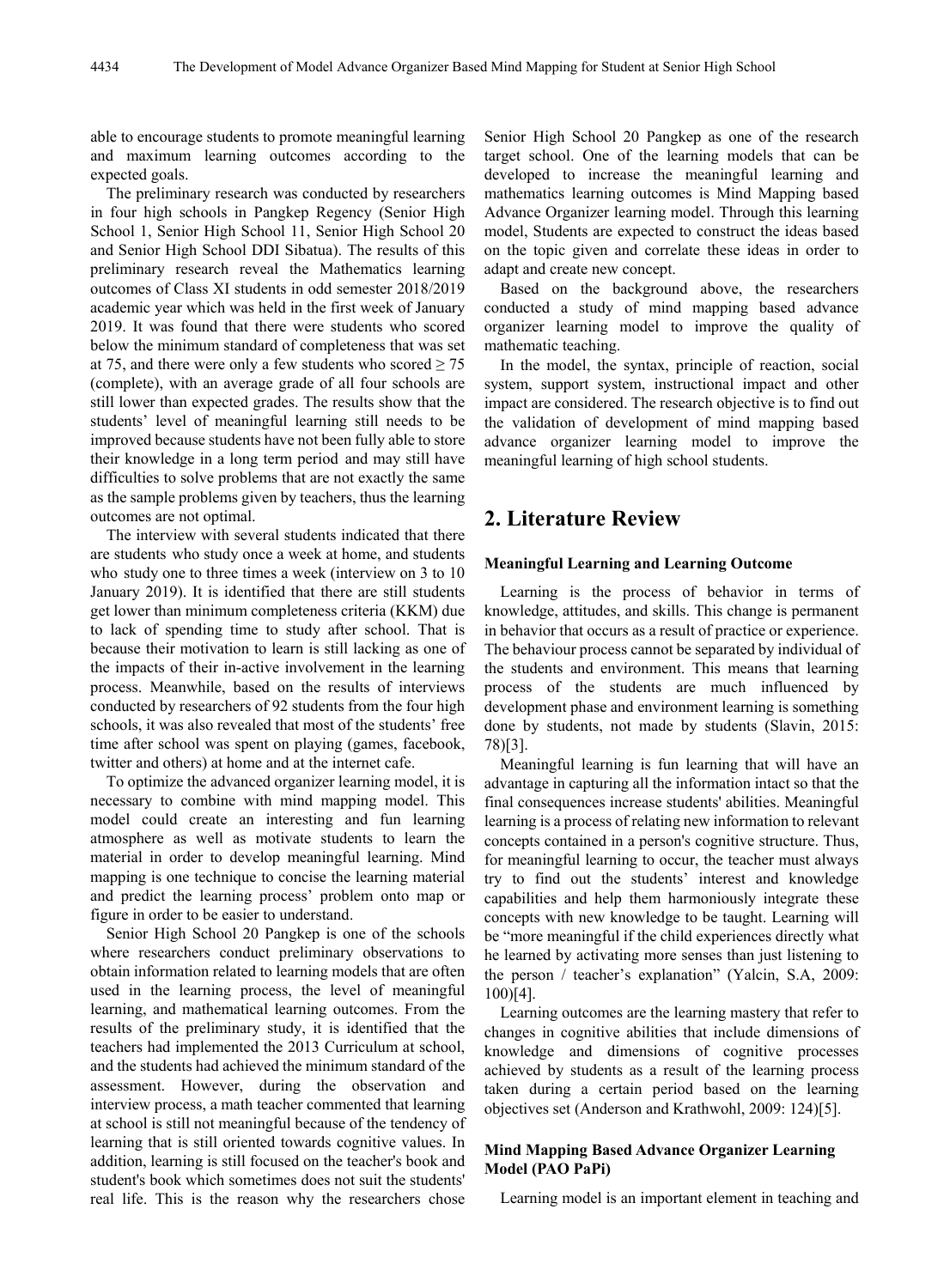able to encourage students to promote meaningful learning and maximum learning outcomes according to the expected goals.

The preliminary research was conducted by researchers in four high schools in Pangkep Regency (Senior High School 1, Senior High School 11, Senior High School 20 and Senior High School DDI Sibatua). The results of this preliminary research reveal the Mathematics learning outcomes of Class XI students in odd semester 2018/2019 academic year which was held in the first week of January 2019. It was found that there were students who scored below the minimum standard of completeness that was set at 75, and there were only a few students who scored ≥ 75 (complete), with an average grade of all four schools are still lower than expected grades. The results show that the students' level of meaningful learning still needs to be improved because students have not been fully able to store their knowledge in a long term period and may still have difficulties to solve problems that are not exactly the same as the sample problems given by teachers, thus the learning outcomes are not optimal.

The interview with several students indicated that there are students who study once a week at home, and students who study one to three times a week (interview on 3 to 10 January 2019). It is identified that there are still students get lower than minimum completeness criteria (KKM) due to lack of spending time to study after school. That is because their motivation to learn is still lacking as one of the impacts of their in-active involvement in the learning process. Meanwhile, based on the results of interviews conducted by researchers of 92 students from the four high schools, it was also revealed that most of the students' free time after school was spent on playing (games, facebook, twitter and others) at home and at the internet cafe.

To optimize the advanced organizer learning model, it is necessary to combine with mind mapping model. This model could create an interesting and fun learning atmosphere as well as motivate students to learn the material in order to develop meaningful learning. Mind mapping is one technique to concise the learning material and predict the learning process' problem onto map or figure in order to be easier to understand.

Senior High School 20 Pangkep is one of the schools where researchers conduct preliminary observations to obtain information related to learning models that are often used in the learning process, the level of meaningful learning, and mathematical learning outcomes. From the results of the preliminary study, it is identified that the teachers had implemented the 2013 Curriculum at school, and the students had achieved the minimum standard of the assessment. However, during the observation and interview process, a math teacher commented that learning at school is still not meaningful because of the tendency of learning that is still oriented towards cognitive values. In addition, learning is still focused on the teacher's book and student's book which sometimes does not suit the students' real life. This is the reason why the researchers chose Senior High School 20 Pangkep as one of the research target school. One of the learning models that can be developed to increase the meaningful learning and mathematics learning outcomes is Mind Mapping based Advance Organizer learning model. Through this learning model, Students are expected to construct the ideas based on the topic given and correlate these ideas in order to adapt and create new concept.

Based on the background above, the researchers conducted a study of mind mapping based advance organizer learning model to improve the quality of mathematic teaching.

In the model, the syntax, principle of reaction, social system, support system, instructional impact and other impact are considered. The research objective is to find out the validation of development of mind mapping based advance organizer learning model to improve the meaningful learning of high school students.

## 2. Literature Review

### Meaningful Learning and Learning Outcome

Learning is the process of behavior in terms of knowledge, attitudes, and skills. This change is permanent in behavior that occurs as a result of practice or experience. The behaviour process cannot be separated by individual of the students and environment. This means that learning process of the students are much influenced by development phase and environment learning is something done by students, not made by students (Slavin, 2015: 78)[3].

Meaningful learning is fun learning that will have an advantage in capturing all the information intact so that the final consequences increase students' abilities. Meaningful learning is a process of relating new information to relevant concepts contained in a person's cognitive structure. Thus, for meaningful learning to occur, the teacher must always try to find out the students' interest and knowledge capabilities and help them harmoniously integrate these concepts with new knowledge to be taught. Learning will be "more meaningful if the child experiences directly what he learned by activating more senses than just listening to the person / teacher's explanation" (Yalcin, S.A, 2009: 100)[4].

Learning outcomes are the learning mastery that refer to changes in cognitive abilities that include dimensions of knowledge and dimensions of cognitive processes achieved by students as a result of the learning process taken during a certain period based on the learning objectives set (Anderson and Krathwohl, 2009: 124)[5].

### Mind Mapping Based Advance Organizer Learning Model (PAO PaPi)

Learning model is an important element in teaching and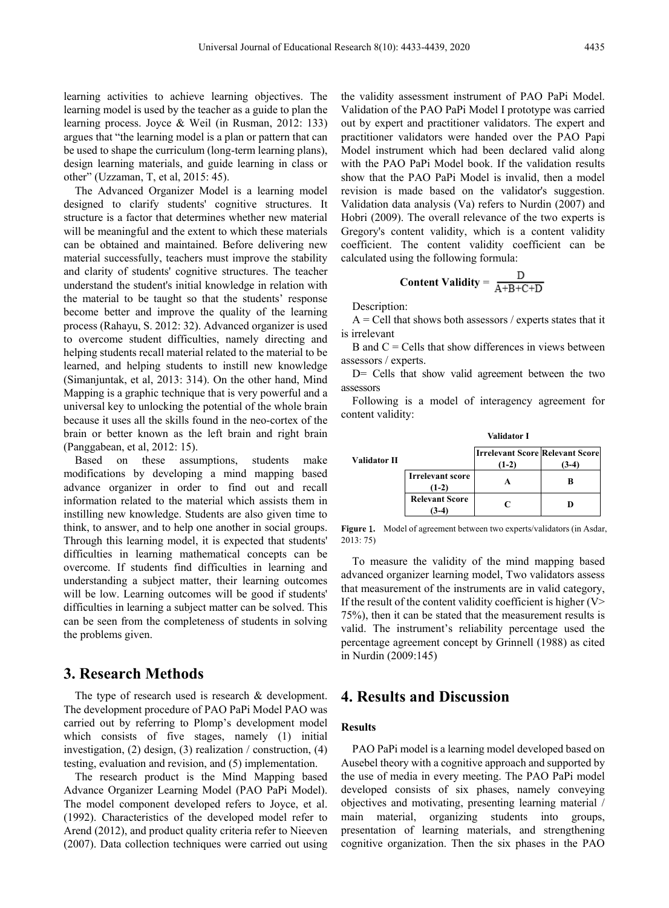learning activities to achieve learning objectives. The learning model is used by the teacher as a guide to plan the learning process. Joyce & Weil (in Rusman, 2012: 133) argues that "the learning model is a plan or pattern that can be used to shape the curriculum (long-term learning plans), design learning materials, and guide learning in class or other" (Uzzaman, T, et al, 2015: 45).

The Advanced Organizer Model is a learning model designed to clarify students' cognitive structures. It structure is a factor that determines whether new material will be meaningful and the extent to which these materials can be obtained and maintained. Before delivering new material successfully, teachers must improve the stability and clarity of students' cognitive structures. The teacher understand the student's initial knowledge in relation with the material to be taught so that the students' response become better and improve the quality of the learning process (Rahayu, S. 2012: 32). Advanced organizer is used to overcome student difficulties, namely directing and helping students recall material related to the material to be learned, and helping students to instill new knowledge (Simanjuntak, et al, 2013: 314). On the other hand, Mind Mapping is a graphic technique that is very powerful and a universal key to unlocking the potential of the whole brain because it uses all the skills found in the neo-cortex of the brain or better known as the left brain and right brain (Panggabean, et al, 2012: 15).

Based on these assumptions, students make modifications by developing a mind mapping based advance organizer in order to find out and recall information related to the material which assists them in instilling new knowledge. Students are also given time to think, to answer, and to help one another in social groups. Through this learning model, it is expected that students' difficulties in learning mathematical concepts can be overcome. If students find difficulties in learning and understanding a subject matter, their learning outcomes will be low. Learning outcomes will be good if students' difficulties in learning a subject matter can be solved. This can be seen from the completeness of students in solving the problems given.

# 3. Research Methods

The type of research used is research & development. The development procedure of PAO PaPi Model PAO was carried out by referring to Plomp's development model which consists of five stages, namely (1) initial investigation, (2) design, (3) realization / construction, (4) testing, evaluation and revision, and (5) implementation.

The research product is the Mind Mapping based Advance Organizer Learning Model (PAO PaPi Model). The model component developed refers to Joyce, et al. (1992). Characteristics of the developed model refer to Arend (2012), and product quality criteria refer to Nieeven (2007). Data collection techniques were carried out using the validity assessment instrument of PAO PaPi Model. Validation of the PAO PaPi Model I prototype was carried out by expert and practitioner validators. The expert and practitioner validators were handed over the PAO Papi Model instrument which had been declared valid along with the PAO PaPi Model book. If the validation results show that the PAO PaPi Model is invalid, then a model revision is made based on the validator's suggestion. Validation data analysis (Va) refers to Nurdin (2007) and Hobri (2009). The overall relevance of the two experts is Gregory's content validity, which is a content validity coefficient. The content validity coefficient can be calculated using the following formula:

$$\textbf{Content Validity} = \frac{D}{A+B+C+D}$$

Description:

A = Cell that shows both assessors / experts states that it is irrelevant

B and C = Cells that show differences in views between assessors / experts.

D= Cells that show valid agreement between the two assessors

Following is a model of interagency agreement for content validity:

| | | Validator I | |
|---|---|---|---|
| Validator II | | Irrelevant Score (1-2) | Relevant Score (3-4) |
| | Irrelevant score (1-2) | A | B |
| | Relevant Score (3-4) | C | D |

**Figure 1.** Model of agreement between two experts/validators (in Asdar, 2013: 75)

To measure the validity of the mind mapping based advanced organizer learning model, Two validators assess that measurement of the instruments are in valid category, If the result of the content validity coefficient is higher (V> 75%), then it can be stated that the measurement results is valid. The instrument's reliability percentage used the percentage agreement concept by Grinnell (1988) as cited in Nurdin (2009:145)

# 4. Results and Discussion

### Results

PAO PaPi model is a learning model developed based on Ausebel theory with a cognitive approach and supported by the use of media in every meeting. The PAO PaPi model developed consists of six phases, namely conveying objectives and motivating, presenting learning material / main material, organizing students into groups, presentation of learning materials, and strengthening cognitive organization. Then the six phases in the PAO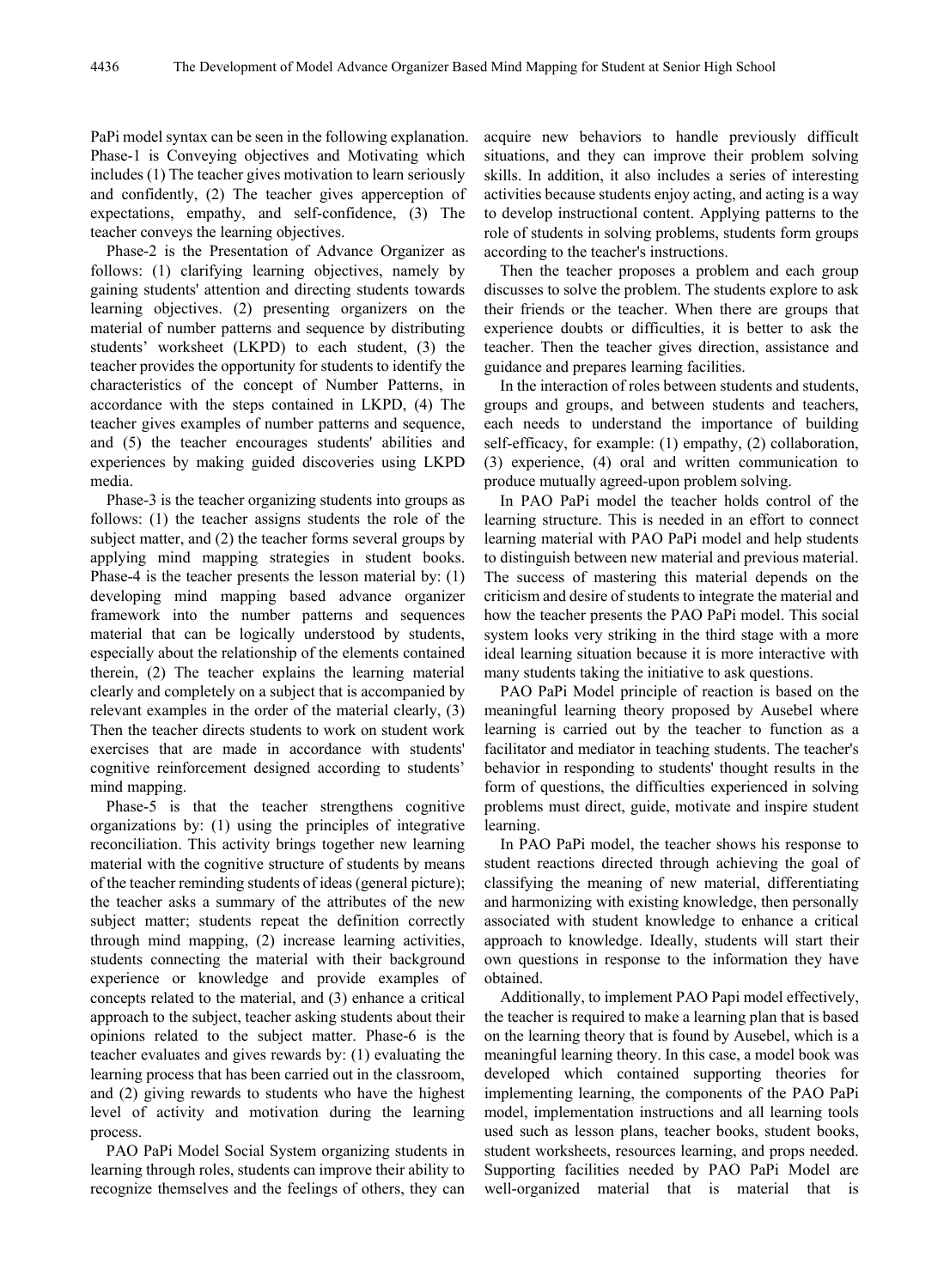PaPi model syntax can be seen in the following explanation. Phase-1 is Conveying objectives and Motivating which includes (1) The teacher gives motivation to learn seriously and confidently, (2) The teacher gives apperception of expectations, empathy, and self-confidence, (3) The teacher conveys the learning objectives.

Phase-2 is the Presentation of Advance Organizer as follows: (1) clarifying learning objectives, namely by gaining students' attention and directing students towards learning objectives. (2) presenting organizers on the material of number patterns and sequence by distributing students' worksheet (LKPD) to each student, (3) the teacher provides the opportunity for students to identify the characteristics of the concept of Number Patterns, in accordance with the steps contained in LKPD, (4) The teacher gives examples of number patterns and sequence, and (5) the teacher encourages students' abilities and experiences by making guided discoveries using LKPD media.

Phase-3 is the teacher organizing students into groups as follows: (1) the teacher assigns students the role of the subject matter, and (2) the teacher forms several groups by applying mind mapping strategies in student books. Phase-4 is the teacher presents the lesson material by: (1) developing mind mapping based advance organizer framework into the number patterns and sequences material that can be logically understood by students, especially about the relationship of the elements contained therein, (2) The teacher explains the learning material clearly and completely on a subject that is accompanied by relevant examples in the order of the material clearly, (3) Then the teacher directs students to work on student work exercises that are made in accordance with students' cognitive reinforcement designed according to students' mind mapping.

Phase-5 is that the teacher strengthens cognitive organizations by: (1) using the principles of integrative reconciliation. This activity brings together new learning material with the cognitive structure of students by means of the teacher reminding students of ideas (general picture); the teacher asks a summary of the attributes of the new subject matter; students repeat the definition correctly through mind mapping, (2) increase learning activities, students connecting the material with their background experience or knowledge and provide examples of concepts related to the material, and (3) enhance a critical approach to the subject, teacher asking students about their opinions related to the subject matter. Phase-6 is the teacher evaluates and gives rewards by: (1) evaluating the learning process that has been carried out in the classroom, and (2) giving rewards to students who have the highest level of activity and motivation during the learning process.

PAO PaPi Model Social System organizing students in learning through roles, students can improve their ability to recognize themselves and the feelings of others, they can acquire new behaviors to handle previously difficult situations, and they can improve their problem solving skills. In addition, it also includes a series of interesting activities because students enjoy acting, and acting is a way to develop instructional content. Applying patterns to the role of students in solving problems, students form groups according to the teacher's instructions.

Then the teacher proposes a problem and each group discusses to solve the problem. The students explore to ask their friends or the teacher. When there are groups that experience doubts or difficulties, it is better to ask the teacher. Then the teacher gives direction, assistance and guidance and prepares learning facilities.

In the interaction of roles between students and students, groups and groups, and between students and teachers, each needs to understand the importance of building self-efficacy, for example: (1) empathy, (2) collaboration, (3) experience, (4) oral and written communication to produce mutually agreed-upon problem solving.

In PAO PaPi model the teacher holds control of the learning structure. This is needed in an effort to connect learning material with PAO PaPi model and help students to distinguish between new material and previous material. The success of mastering this material depends on the criticism and desire of students to integrate the material and how the teacher presents the PAO PaPi model. This social system looks very striking in the third stage with a more ideal learning situation because it is more interactive with many students taking the initiative to ask questions.

PAO PaPi Model principle of reaction is based on the meaningful learning theory proposed by Ausebel where learning is carried out by the teacher to function as a facilitator and mediator in teaching students. The teacher's behavior in responding to students' thought results in the form of questions, the difficulties experienced in solving problems must direct, guide, motivate and inspire student learning.

In PAO PaPi model, the teacher shows his response to student reactions directed through achieving the goal of classifying the meaning of new material, differentiating and harmonizing with existing knowledge, then personally associated with student knowledge to enhance a critical approach to knowledge. Ideally, students will start their own questions in response to the information they have obtained.

Additionally, to implement PAO Papi model effectively, the teacher is required to make a learning plan that is based on the learning theory that is found by Ausebel, which is a meaningful learning theory. In this case, a model book was developed which contained supporting theories for implementing learning, the components of the PAO PaPi model, implementation instructions and all learning tools used such as lesson plans, teacher books, student books, student worksheets, resources learning, and props needed. Supporting facilities needed by PAO PaPi Model are well-organized material that is material that is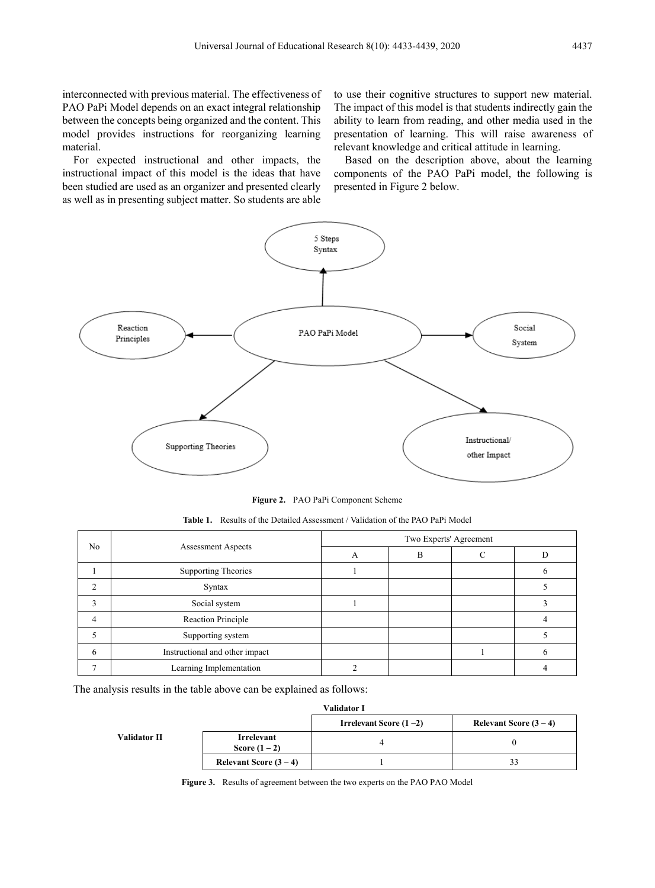interconnected with previous material. The effectiveness of PAO PaPi Model depends on an exact integral relationship between the concepts being organized and the content. This model provides instructions for reorganizing learning material.

For expected instructional and other impacts, the instructional impact of this model is the ideas that have been studied are used as an organizer and presented clearly as well as in presenting subject matter. So students are able to use their cognitive structures to support new material. The impact of this model is that students indirectly gain the ability to learn from reading, and other media used in the presentation of learning. This will raise awareness of relevant knowledge and critical attitude in learning.

Based on the description above, about the learning components of the PAO PaPi model, the following is presented in Figure 2 below.

**Figure 2.** PAO PaPi Component Scheme

**Table 1.** Results of the Detailed Assessment / Validation of the PAO PaPi Model

| No | Assessment Aspects | Two Experts' Agreement | | | |
|---|---|---|---|---|---|
| | | A | B | C | D |
| 1 | Supporting Theories | 1 | | | 6 |
| 2 | Syntax | | | | 5 |
| 3 | Social system | 1 | | | 3 |
| 4 | Reaction Principle | | | | 4 |
| 5 | Supporting system | | | | 5 |
| 6 | Instructional and other impact | | | 1 | 6 |
| 7 | Learning Implementation | 2 | | | 4 |

The analysis results in the table above can be explained as follows:

| | | Validator I | |
|---|---|---|---|
| | | Irrelevant Score (1 – 2) | Relevant Score (3 – 4) |
| Validator II | Irrelevant Score (1 – 2) | 4 | 0 |
| | Relevant Score (3 – 4) | 1 | 33 |

**Figure 3.** Results of agreement between the two experts on the PAO PAO Model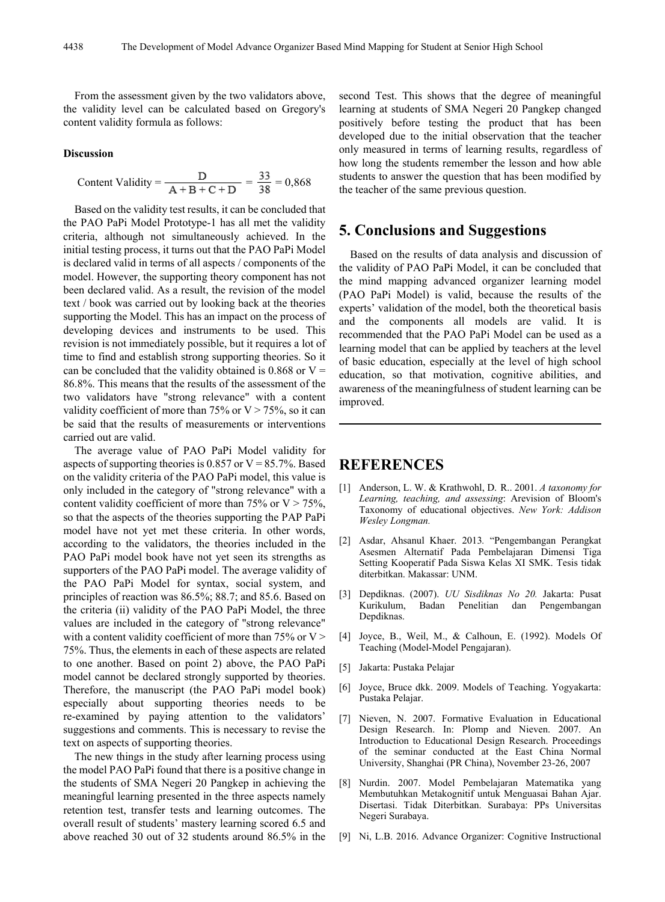From the assessment given by the two validators above, the validity level can be calculated based on Gregory's content validity formula as follows:

**Discussion**

$$\text{Content Validity} = \frac{D}{A + B + C + D} = \frac{33}{38} = 0{,}868$$

Based on the validity test results, it can be concluded that the PAO PaPi Model Prototype-1 has all met the validity criteria, although not simultaneously achieved. In the initial testing process, it turns out that the PAO PaPi Model is declared valid in terms of all aspects / components of the model. However, the supporting theory component has not been declared valid. As a result, the revision of the model text / book was carried out by looking back at the theories supporting the Model. This has an impact on the process of developing devices and instruments to be used. This revision is not immediately possible, but it requires a lot of time to find and establish strong supporting theories. So it can be concluded that the validity obtained is 0.868 or V = 86.8%. This means that the results of the assessment of the two validators have "strong relevance" with a content validity coefficient of more than 75% or V > 75%, so it can be said that the results of measurements or interventions carried out are valid.

The average value of PAO PaPi Model validity for aspects of supporting theories is 0.857 or V = 85.7%. Based on the validity criteria of the PAO PaPi model, this value is only included in the category of "strong relevance" with a content validity coefficient of more than 75% or V > 75%, so that the aspects of the theories supporting the PAP PaPi model have not yet met these criteria. In other words, according to the validators, the theories included in the PAO PaPi model book have not yet seen its strengths as supporters of the PAO PaPi model. The average validity of the PAO PaPi Model for syntax, social system, and principles of reaction was 86.5%; 88.7; and 85.6. Based on the criteria (ii) validity of the PAO PaPi Model, the three values are included in the category of "strong relevance" with a content validity coefficient of more than 75% or V > 75%. Thus, the elements in each of these aspects are related to one another. Based on point 2) above, the PAO PaPi model cannot be declared strongly supported by theories. Therefore, the manuscript (the PAO PaPi model book) especially about supporting theories needs to be re-examined by paying attention to the validators' suggestions and comments. This is necessary to revise the text on aspects of supporting theories.

The new things in the study after learning process using the model PAO PaPi found that there is a positive change in the students of SMA Negeri 20 Pangkep in achieving the meaningful learning presented in the three aspects namely retention test, transfer tests and learning outcomes. The overall result of students' mastery learning scored 6.5 and above reached 30 out of 32 students around 86.5% in the second Test. This shows that the degree of meaningful learning at students of SMA Negeri 20 Pangkep changed positively before testing the product that has been developed due to the initial observation that the teacher only measured in terms of learning results, regardless of how long the students remember the lesson and how able students to answer the question that has been modified by the teacher of the same previous question.

## 5. Conclusions and Suggestions

Based on the results of data analysis and discussion of the validity of PAO PaPi Model, it can be concluded that the mind mapping advanced organizer learning model (PAO PaPi Model) is valid, because the results of the experts' validation of the model, both the theoretical basis and the components all models are valid. It is recommended that the PAO PaPi Model can be used as a learning model that can be applied by teachers at the level of basic education, especially at the level of high school education, so that motivation, cognitive abilities, and awareness of the meaningfulness of student learning can be improved.

## REFERENCES

[1] Anderson, L. W. & Krathwohl, D. R.. 2001. *A taxonomy for Learning, teaching, and assessing*: Arevision of Bloom's Taxonomy of educational objectives. *New York: Addison Wesley Longman.*

[2] Asdar, Ahsanul Khaer. 2013. "Pengembangan Perangkat Asesmen Alternatif Pada Pembelajaran Dimensi Tiga Setting Kooperatif Pada Siswa Kelas XI SMK. Tesis tidak diterbitkan. Makassar: UNM.

[3] Depdiknas. (2007). *UU Sisdiknas No 20.* Jakarta: Pusat Kurikulum, Badan Penelitian dan Pengembangan Depdiknas.

[4] Joyce, B., Weil, M., & Calhoun, E. (1992). Models Of Teaching (Model-Model Pengajaran).

[5] Jakarta: Pustaka Pelajar

[6] Joyce, Bruce dkk. 2009. Models of Teaching. Yogyakarta: Pustaka Pelajar.

[7] Nieven, N. 2007. Formative Evaluation in Educational Design Research. In: Plomp and Nieven. 2007. An Introduction to Educational Design Research. Proceedings of the seminar conducted at the East China Normal University, Shanghai (PR China), November 23-26, 2007

[8] Nurdin. 2007. Model Pembelajaran Matematika yang Membutuhkan Metakognitif untuk Menguasai Bahan Ajar. Disertasi. Tidak Diterbitkan. Surabaya: PPs Universitas Negeri Surabaya.

[9] Ni, L.B. 2016. Advance Organizer: Cognitive Instructional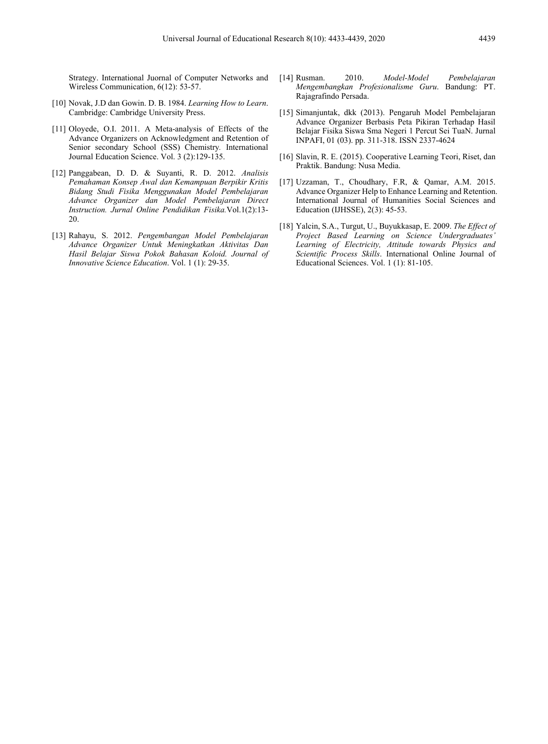Strategy. International Juornal of Computer Networks and Wireless Communication, 6(12): 53-57.

[10] Novak, J.D dan Gowin. D. B. 1984. *Learning How to Learn*. Cambridge: Cambridge University Press.

[11] Oloyede, O.I. 2011. A Meta-analysis of Effects of the Advance Organizers on Acknowledgment and Retention of Senior secondary School (SSS) Chemistry. International Journal Education Science. Vol. 3 (2):129-135.

[12] Panggabean, D. D. & Suyanti, R. D. 2012. *Analisis Pemahaman Konsep Awal dan Kemampuan Berpikir Kritis Bidang Studi Fisika Menggunakan Model Pembelajaran Advance Organizer dan Model Pembelajaran Direct Instruction. Jurnal Online Pendidikan Fisika.*Vol.1(2):13-20.

[13] Rahayu, S. 2012. *Pengembangan Model Pembelajaran Advance Organizer Untuk Meningkatkan Aktivitas Dan Hasil Belajar Siswa Pokok Bahasan Koloid. Journal of Innovative Science Education*. Vol. 1 (1): 29-35.

[14] Rusman. 2010. *Model-Model Pembelajaran Mengembangkan Profesionalisme Guru*. Bandung: PT. Rajagrafindo Persada.

[15] Simanjuntak, dkk (2013). Pengaruh Model Pembelajaran Advance Organizer Berbasis Peta Pikiran Terhadap Hasil Belajar Fisika Siswa Sma Negeri 1 Percut Sei TuaN. Jurnal INPAFI, 01 (03). pp. 311-318. ISSN 2337-4624

[16] Slavin, R. E. (2015). Cooperative Learning Teori, Riset, dan Praktik. Bandung: Nusa Media.

[17] Uzzaman, T., Choudhary, F.R, & Qamar, A.M. 2015. Advance Organizer Help to Enhance Learning and Retention. International Journal of Humanities Social Sciences and Education (IJHSSE), 2(3): 45-53.

[18] Yalcin, S.A., Turgut, U., Buyukkasap, E. 2009. *The Effect of Project Based Learning on Science Undergraduates' Learning of Electricity, Attitude towards Physics and Scientific Process Skills*. International Online Journal of Educational Sciences. Vol. 1 (1): 81-105.